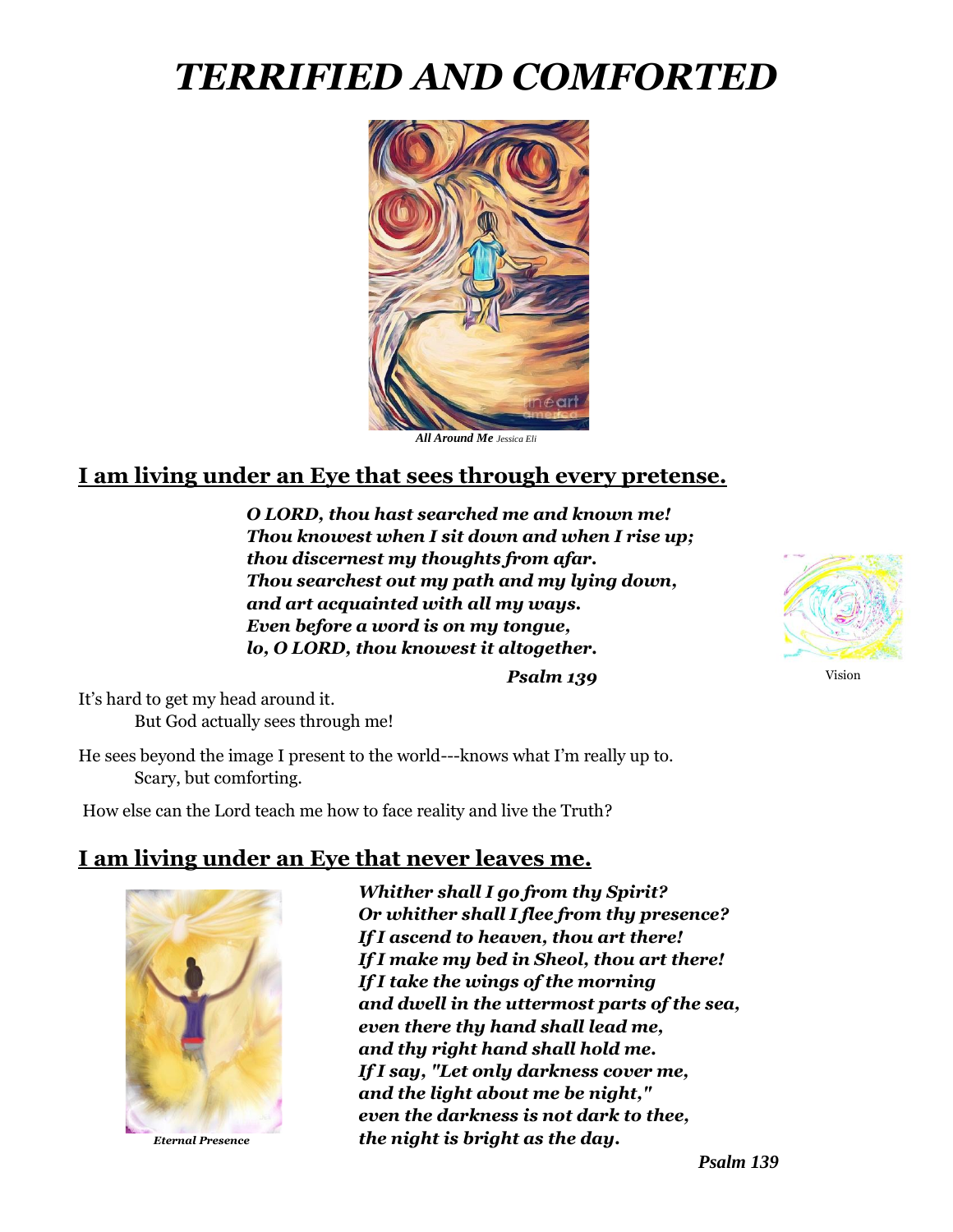# *TERRIFIED AND COMFORTED*

***All Around Me*** *Jessica Eli*

## I am living under an Eye that sees through every pretense.

***O LORD, thou hast searched me and known me!***
***Thou knowest when I sit down and when I rise up;***
***thou discernest my thoughts from afar.***
***Thou searchest out my path and my lying down,***
***and art acquainted with all my ways.***
***Even before a word is on my tongue,***
***lo, O LORD, thou knowest it altogether.***

***Psalm 139***

Vision

It's hard to get my head around it.
But God actually sees through me!

He sees beyond the image I present to the world---knows what I'm really up to.
Scary, but comforting.

How else can the Lord teach me how to face reality and live the Truth?

## I am living under an Eye that never leaves me.

***Eternal Presence***

***Whither shall I go from thy Spirit?***
***Or whither shall I flee from thy presence?***
***If I ascend to heaven, thou art there!***
***If I make my bed in Sheol, thou art there!***
***If I take the wings of the morning***
***and dwell in the uttermost parts of the sea,***
***even there thy hand shall lead me,***
***and thy right hand shall hold me.***
***If I say, "Let only darkness cover me,***
***and the light about me be night,"***
***even the darkness is not dark to thee,***
***the night is bright as the day.***

***Psalm 139***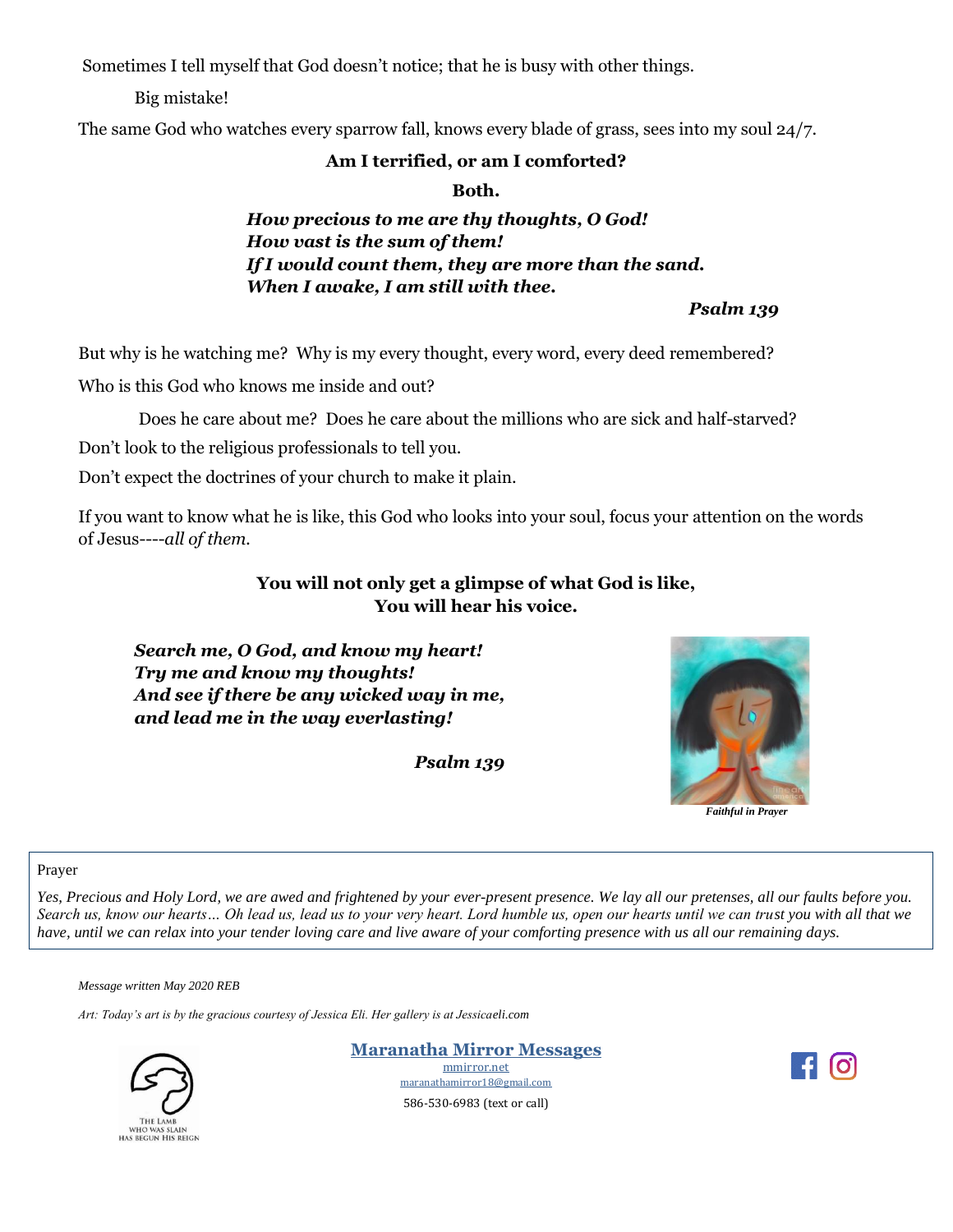Sometimes I tell myself that God doesn't notice; that he is busy with other things.

Big mistake!

The same God who watches every sparrow fall, knows every blade of grass, sees into my soul 24/7.

**Am I terrified, or am I comforted?**

**Both.**

***How precious to me are thy thoughts, O God!***
***How vast is the sum of them!***
***If I would count them, they are more than the sand.***
***When I awake, I am still with thee.***

***Psalm 139***

But why is he watching me? Why is my every thought, every word, every deed remembered?

Who is this God who knows me inside and out?

Does he care about me? Does he care about the millions who are sick and half-starved?

Don't look to the religious professionals to tell you.

Don't expect the doctrines of your church to make it plain.

If you want to know what he is like, this God who looks into your soul, focus your attention on the words of Jesus----*all of them.*

**You will not only get a glimpse of what God is like,**
**You will hear his voice.**

***Search me, O God, and know my heart!***
***Try me and know my thoughts!***
***And see if there be any wicked way in me,***
***and lead me in the way everlasting!***

***Psalm 139***

***Faithful in Prayer***

Prayer

*Yes, Precious and Holy Lord, we are awed and frightened by your ever-present presence. We lay all our pretenses, all our faults before you. Search us, know our hearts… Oh lead us, lead us to your very heart. Lord humble us, open our hearts until we can trust you with all that we have, until we can relax into your tender loving care and live aware of your comforting presence with us all our remaining days.*

*Message written May 2020 REB*

*Art: Today's art is by the gracious courtesy of Jessica Eli. Her gallery is at Jessicaeli.com*

THE LAMB WHO WAS SLAIN HAS BEGUN HIS REIGN

**Maranatha Mirror Messages**
mmirror.net
maranathamirror18@gmail.com
586-530-6983 (text or call)